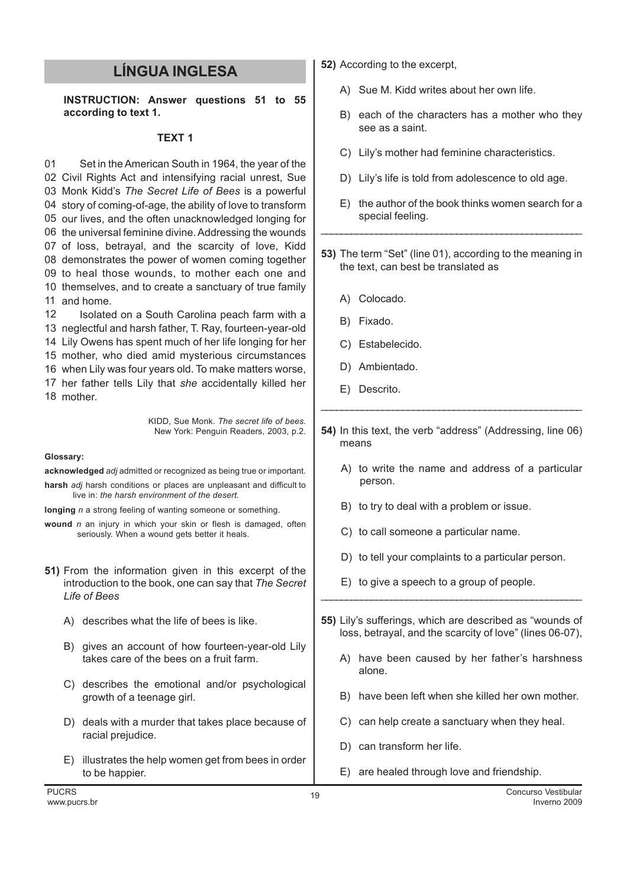# LÍNGUA INGLESA

**INSTRUCTION: Answer questions 51 to 55 according to text 1.**

### TEXT 1

01 Set in the American South in 1964, the year of the
02 Civil Rights Act and intensifying racial unrest, Sue
03 Monk Kidd's *The Secret Life of Bees* is a powerful
04 story of coming-of-age, the ability of love to transform
05 our lives, and the often unacknowledged longing for
06 the universal feminine divine. Addressing the wounds
07 of loss, betrayal, and the scarcity of love, Kidd
08 demonstrates the power of women coming together
09 to heal those wounds, to mother each one and
10 themselves, and to create a sanctuary of true family
11 and home.
12 Isolated on a South Carolina peach farm with a
13 neglectful and harsh father, T. Ray, fourteen-year-old
14 Lily Owens has spent much of her life longing for her
15 mother, who died amid mysterious circumstances
16 when Lily was four years old. To make matters worse,
17 her father tells Lily that *she* accidentally killed her
18 mother.

KIDD, Sue Monk. *The secret life of bees.* New York: Penguin Readers, 2003, p.2.

**Glossary:**

**acknowledged** *adj* admitted or recognized as being true or important.

**harsh** *adj* harsh conditions or places are unpleasant and difficult to live in: *the harsh environment of the desert.*

**longing** *n* a strong feeling of wanting someone or something.

**wound** *n* an injury in which your skin or flesh is damaged, often seriously. When a wound gets better it heals.

**51)** From the information given in this excerpt of the introduction to the book, one can say that *The Secret Life of Bees*

A) describes what the life of bees is like.

B) gives an account of how fourteen-year-old Lily takes care of the bees on a fruit farm.

C) describes the emotional and/or psychological growth of a teenage girl.

D) deals with a murder that takes place because of racial prejudice.

E) illustrates the help women get from bees in order to be happier.

**52)** According to the excerpt,

A) Sue M. Kidd writes about her own life.

B) each of the characters has a mother who they see as a saint.

C) Lily's mother had feminine characteristics.

D) Lily's life is told from adolescence to old age.

E) the author of the book thinks women search for a special feeling.

**53)** The term "Set" (line 01), according to the meaning in the text, can best be translated as

A) Colocado.

B) Fixado.

C) Estabelecido.

D) Ambientado.

E) Descrito.

**54)** In this text, the verb "address" (Addressing, line 06) means

A) to write the name and address of a particular person.

B) to try to deal with a problem or issue.

C) to call someone a particular name.

D) to tell your complaints to a particular person.

E) to give a speech to a group of people.

**55)** Lily's sufferings, which are described as "wounds of loss, betrayal, and the scarcity of love" (lines 06-07),

A) have been caused by her father's harshness alone.

B) have been left when she killed her own mother.

C) can help create a sanctuary when they heal.

D) can transform her life.

E) are healed through love and friendship.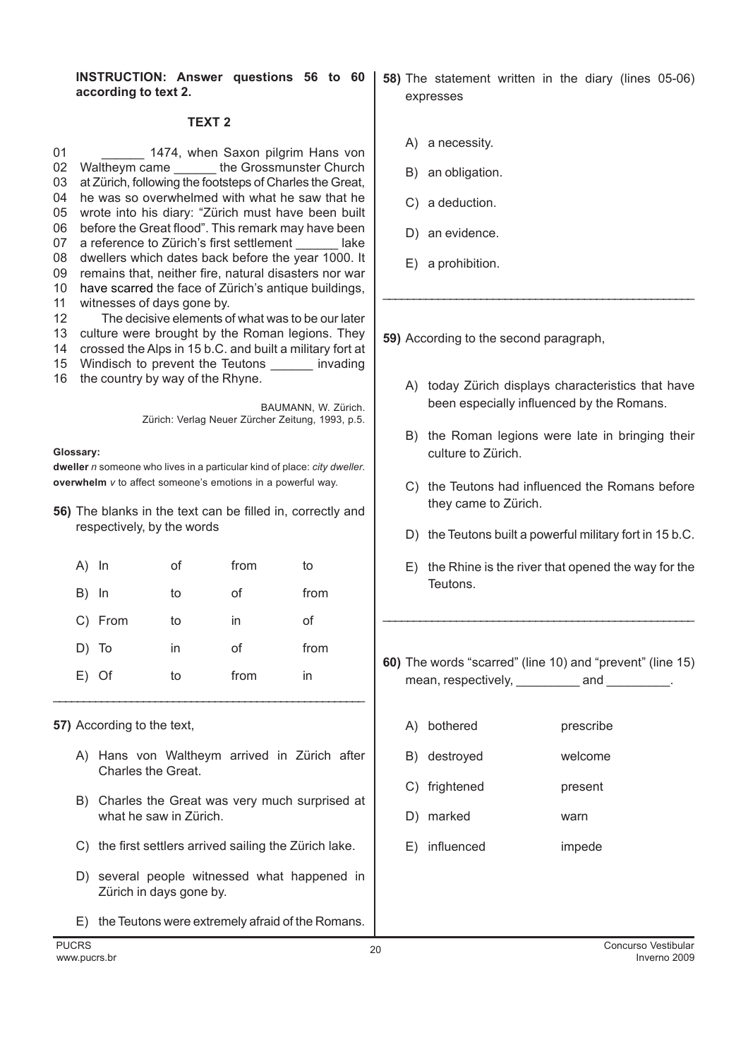**INSTRUCTION: Answer questions 56 to 60 according to text 2.**

**TEXT 2**

01 ______ 1474, when Saxon pilgrim Hans von
02 Waltheym came ______ the Grossmunster Church
03 at Zürich, following the footsteps of Charles the Great,
04 he was so overwhelmed with what he saw that he
05 wrote into his diary: "Zürich must have been built
06 before the Great flood". This remark may have been
07 a reference to Zürich's first settlement ______ lake
08 dwellers which dates back before the year 1000. It
09 remains that, neither fire, natural disasters nor war
10 have scarred the face of Zürich's antique buildings,
11 witnesses of days gone by.
12 The decisive elements of what was to be our later
13 culture were brought by the Roman legions. They
14 crossed the Alps in 15 b.C. and built a military fort at
15 Windisch to prevent the Teutons ______ invading
16 the country by way of the Rhyne.

BAUMANN, W. Zürich.
Zürich: Verlag Neuer Zürcher Zeitung, 1993, p.5.

**Glossary:**
**dweller** *n* someone who lives in a particular kind of place: *city dweller.*
**overwhelm** *v* to affect someone's emotions in a powerful way.

**56)** The blanks in the text can be filled in, correctly and respectively, by the words

| | | | | |
|---|---|---|---|---|
| A) | In | of | from | to |
| B) | In | to | of | from |
| C) | From | to | in | of |
| D) | To | in | of | from |
| E) | Of | to | from | in |

**57)** According to the text,

A) Hans von Waltheym arrived in Zürich after Charles the Great.

B) Charles the Great was very much surprised at what he saw in Zürich.

C) the first settlers arrived sailing the Zürich lake.

D) several people witnessed what happened in Zürich in days gone by.

E) the Teutons were extremely afraid of the Romans.

**58)** The statement written in the diary (lines 05-06) expresses

A) a necessity.

B) an obligation.

C) a deduction.

D) an evidence.

E) a prohibition.

**59)** According to the second paragraph,

A) today Zürich displays characteristics that have been especially influenced by the Romans.

B) the Roman legions were late in bringing their culture to Zürich.

C) the Teutons had influenced the Romans before they came to Zürich.

D) the Teutons built a powerful military fort in 15 b.C.

E) the Rhine is the river that opened the way for the Teutons.

**60)** The words "scarred" (line 10) and "prevent" (line 15) mean, respectively, _________ and _________.

| | | |
|---|---|---|
| A) | bothered | prescribe |
| B) | destroyed | welcome |
| C) | frightened | present |
| D) | marked | warn |
| E) | influenced | impede |